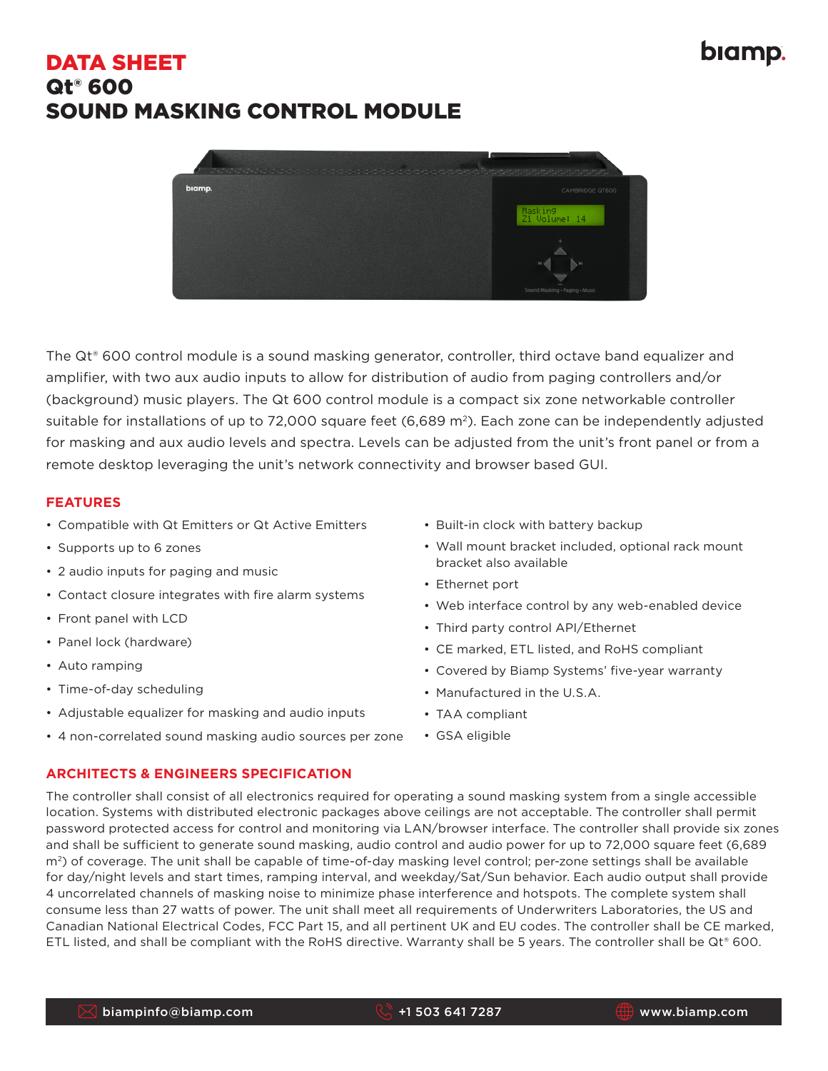# DATA SHEET

## Qt® 600
## SOUND MASKING CONTROL MODULE

The Qt® 600 control module is a sound masking generator, controller, third octave band equalizer and amplifier, with two aux audio inputs to allow for distribution of audio from paging controllers and/or (background) music players. The Qt 600 control module is a compact six zone networkable controller suitable for installations of up to 72,000 square feet (6,689 m$^2$). Each zone can be independently adjusted for masking and aux audio levels and spectra. Levels can be adjusted from the unit's front panel or from a remote desktop leveraging the unit's network connectivity and browser based GUI.

### FEATURES

- Compatible with Qt Emitters or Qt Active Emitters
- Supports up to 6 zones
- 2 audio inputs for paging and music
- Contact closure integrates with fire alarm systems
- Front panel with LCD
- Panel lock (hardware)
- Auto ramping
- Time-of-day scheduling
- Adjustable equalizer for masking and audio inputs
- 4 non-correlated sound masking audio sources per zone
- Built-in clock with battery backup
- Wall mount bracket included, optional rack mount bracket also available
- Ethernet port
- Web interface control by any web-enabled device
- Third party control API/Ethernet
- CE marked, ETL listed, and RoHS compliant
- Covered by Biamp Systems' five-year warranty
- Manufactured in the U.S.A.
- TAA compliant
- GSA eligible

### ARCHITECTS & ENGINEERS SPECIFICATION

The controller shall consist of all electronics required for operating a sound masking system from a single accessible location. Systems with distributed electronic packages above ceilings are not acceptable. The controller shall permit password protected access for control and monitoring via LAN/browser interface. The controller shall provide six zones and shall be sufficient to generate sound masking, audio control and audio power for up to 72,000 square feet (6,689 m$^2$) of coverage. The unit shall be capable of time-of-day masking level control; per-zone settings shall be available for day/night levels and start times, ramping interval, and weekday/Sat/Sun behavior. Each audio output shall provide 4 uncorrelated channels of masking noise to minimize phase interference and hotspots. The complete system shall consume less than 27 watts of power. The unit shall meet all requirements of Underwriters Laboratories, the US and Canadian National Electrical Codes, FCC Part 15, and all pertinent UK and EU codes. The controller shall be CE marked, ETL listed, and shall be compliant with the RoHS directive. Warranty shall be 5 years. The controller shall be Qt® 600.

biampinfo@biamp.com | +1 503 641 7287 | www.biamp.com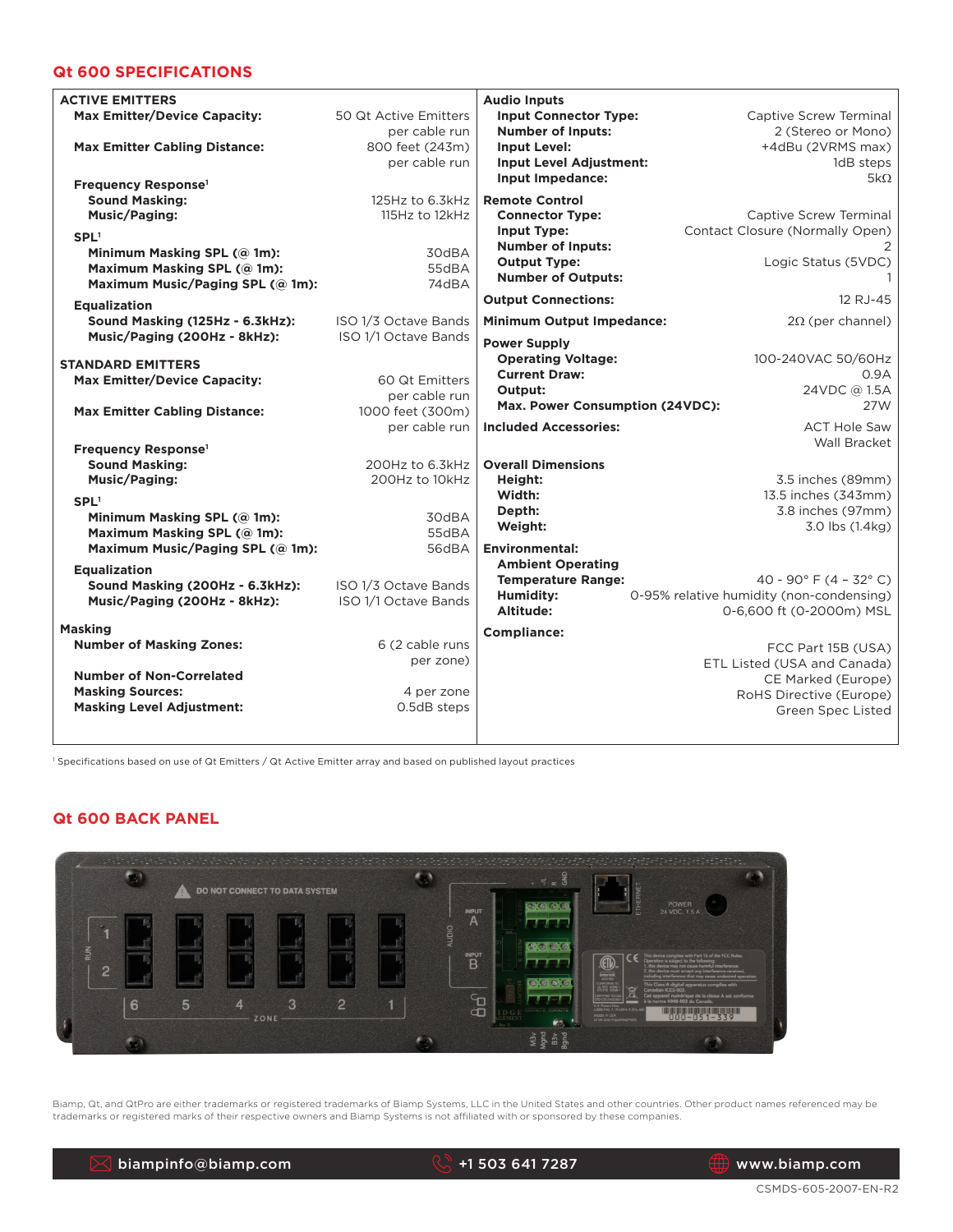## Qt 600 SPECIFICATIONS

| | |
|---|---|
| **ACTIVE EMITTERS** | |
| **Max Emitter/Device Capacity:** | 50 Qt Active Emitters per cable run |
| **Max Emitter Cabling Distance:** | 800 feet (243m) per cable run |
| **Frequency Response[1]** | |
| **Sound Masking:** | 125Hz to 6.3kHz |
| **Music/Paging:** | 115Hz to 12kHz |
| **SPL[1]** | |
| **Minimum Masking SPL (@ 1m):** | 30dBA |
| **Maximum Masking SPL (@ 1m):** | 55dBA |
| **Maximum Music/Paging SPL (@ 1m):** | 74dBA |
| **Equalization** | |
| **Sound Masking (125Hz - 6.3kHz):** | ISO 1/3 Octave Bands |
| **Music/Paging (200Hz - 8kHz):** | ISO 1/1 Octave Bands |
| **STANDARD EMITTERS** | |
| **Max Emitter/Device Capacity:** | 60 Qt Emitters per cable run |
| **Max Emitter Cabling Distance:** | 1000 feet (300m) per cable run |
| **Frequency Response[1]** | |
| **Sound Masking:** | 200Hz to 6.3kHz |
| **Music/Paging:** | 200Hz to 10kHz |
| **SPL[1]** | |
| **Minimum Masking SPL (@ 1m):** | 30dBA |
| **Maximum Masking SPL (@ 1m):** | 55dBA |
| **Maximum Music/Paging SPL (@ 1m):** | 56dBA |
| **Equalization** | |
| **Sound Masking (200Hz - 6.3kHz):** | ISO 1/3 Octave Bands |
| **Music/Paging (200Hz - 8kHz):** | ISO 1/1 Octave Bands |
| **Masking** | |
| **Number of Masking Zones:** | 6 (2 cable runs per zone) |
| **Number of Non-Correlated Masking Sources:** | 4 per zone |
| **Masking Level Adjustment:** | 0.5dB steps |

| | |
|---|---|
| **Audio Inputs** | |
| **Input Connector Type:** | Captive Screw Terminal |
| **Number of Inputs:** | 2 (Stereo or Mono) |
| **Input Level:** | +4dBu (2VRMS max) |
| **Input Level Adjustment:** | 1dB steps |
| **Input Impedance:** | 5kΩ |
| **Remote Control** | |
| **Connector Type:** | Captive Screw Terminal |
| **Input Type:** | Contact Closure (Normally Open) |
| **Number of Inputs:** | 2 |
| **Output Type:** | Logic Status (5VDC) |
| **Number of Outputs:** | 1 |
| **Output Connections:** | 12 RJ-45 |
| **Minimum Output Impedance:** | 2Ω (per channel) |
| **Power Supply** | |
| **Operating Voltage:** | 100-240VAC 50/60Hz |
| **Current Draw:** | 0.9A |
| **Output:** | 24VDC @ 1.5A |
| **Max. Power Consumption (24VDC):** | 27W |
| **Included Accessories:** | ACT Hole Saw<br>Wall Bracket |
| **Overall Dimensions** | |
| **Height:** | 3.5 inches (89mm) |
| **Width:** | 13.5 inches (343mm) |
| **Depth:** | 3.8 inches (97mm) |
| **Weight:** | 3.0 lbs (1.4kg) |
| **Environmental:** | |
| **Ambient Operating Temperature Range:** | 40 - 90° F (4 - 32° C) |
| **Humidity:** | 0-95% relative humidity (non-condensing) |
| **Altitude:** | 0-6,600 ft (0-2000m) MSL |
| **Compliance:** | FCC Part 15B (USA)<br>ETL Listed (USA and Canada)<br>CE Marked (Europe)<br>RoHS Directive (Europe)<br>Green Spec Listed |

[1] Specifications based on use of Qt Emitters / Qt Active Emitter array and based on published layout practices

## Qt 600 BACK PANEL

Biamp, Qt, and QtPro are either trademarks or registered trademarks of Biamp Systems, LLC in the United States and other countries. Other product names referenced may be trademarks or registered marks of their respective owners and Biamp Systems is not affiliated with or sponsored by these companies.

biampinfo@biamp.com | +1 503 641 7287 | www.biamp.com

CSMDS-605-2007-EN-R2